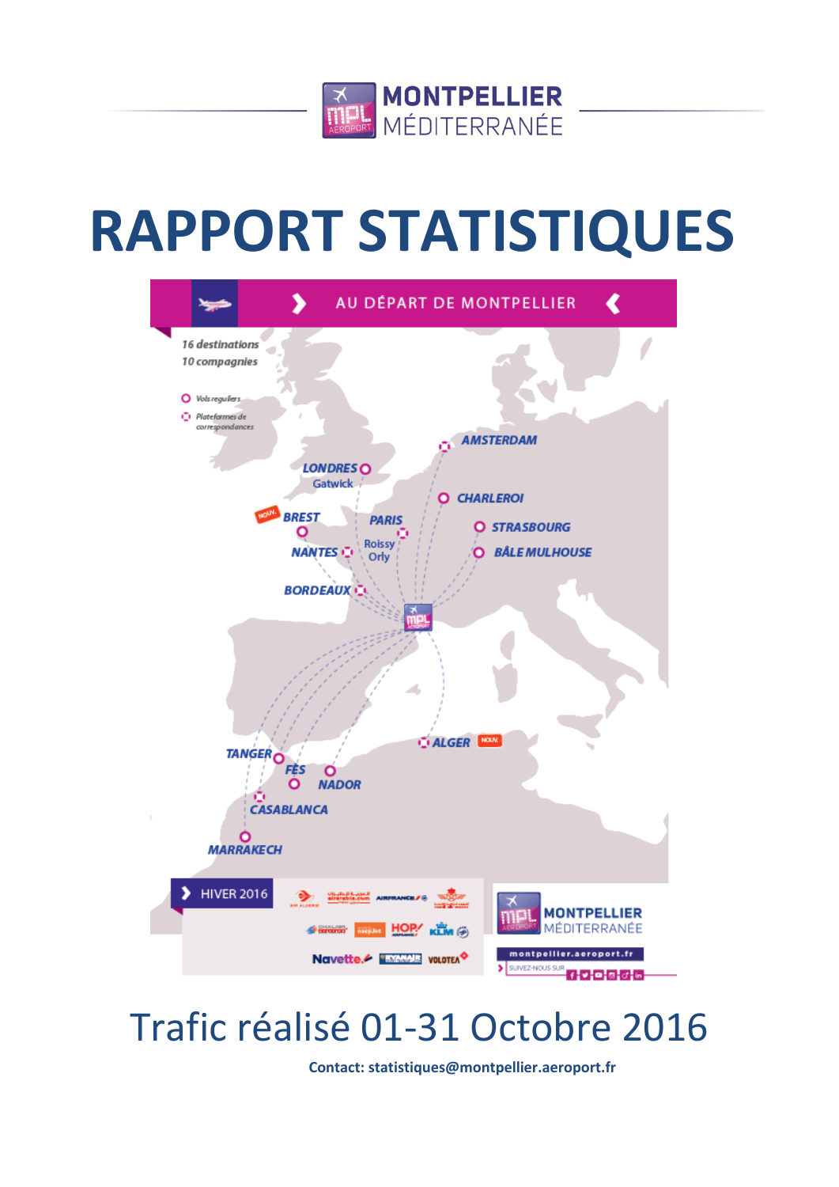MONTPELLIER MÉDITERRANÉE

# RAPPORT STATISTIQUES

AU DÉPART DE MONTPELLIER

*16 destinations*
*10 compagnies*

Vols reguliers
Plateformes de correspondances

AMSTERDAM
LONDRES Gatwick
CHARLEROI
BREST (NOUV.)
PARIS Roissy Orly
STRASBOURG
NANTES
BÂLE MULHOUSE
BORDEAUX
ALGER (NOUV.)
TANGER
FÈS
NADOR
CASABLANCA
MARRAKECH

HIVER 2016

montpellier.aeroport.fr

SUIVEZ-NOUS SUR

## Trafic réalisé 01-31 Octobre 2016

**Contact: statistiques@montpellier.aeroport.fr**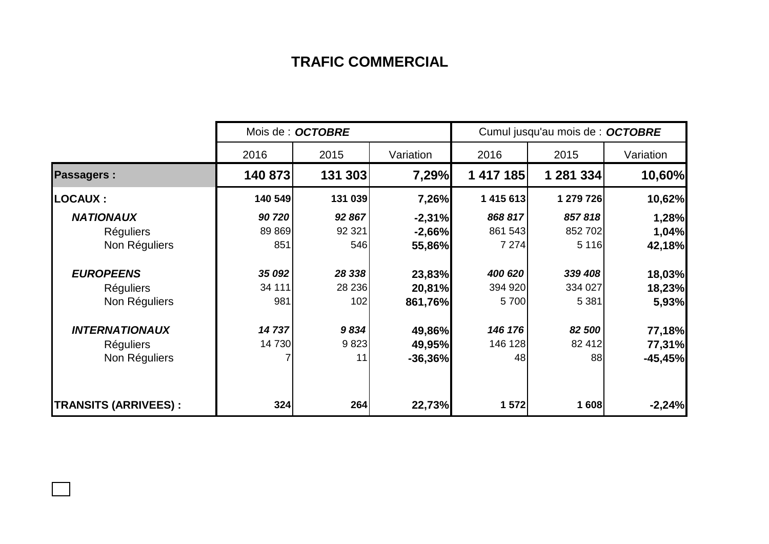# TRAFIC COMMERCIAL

| | Mois de : ***OCTOBRE*** | | | Cumul jusqu'au mois de : ***OCTOBRE*** | | |
|---|---|---|---|---|---|---|
| | 2016 | 2015 | Variation | 2016 | 2015 | Variation |
| **Passagers :** | **140 873** | **131 303** | **7,29%** | **1 417 185** | **1 281 334** | **10,60%** |
| **LOCAUX :** | **140 549** | **131 039** | **7,26%** | **1 415 613** | **1 279 726** | **10,62%** |
| ***NATIONAUX*** | ***90 720*** | ***92 867*** | **-2,31%** | ***868 817*** | ***857 818*** | **1,28%** |
| Réguliers | 89 869 | 92 321 | **-2,66%** | 861 543 | 852 702 | **1,04%** |
| Non Réguliers | 851 | 546 | **55,86%** | 7 274 | 5 116 | **42,18%** |
| ***EUROPEENS*** | ***35 092*** | ***28 338*** | **23,83%** | ***400 620*** | ***339 408*** | **18,03%** |
| Réguliers | 34 111 | 28 236 | **20,81%** | 394 920 | 334 027 | **18,23%** |
| Non Réguliers | 981 | 102 | **861,76%** | 5 700 | 5 381 | **5,93%** |
| ***INTERNATIONAUX*** | ***14 737*** | ***9 834*** | **49,86%** | ***146 176*** | ***82 500*** | **77,18%** |
| Réguliers | 14 730 | 9 823 | **49,95%** | 146 128 | 82 412 | **77,31%** |
| Non Réguliers | 7 | 11 | **-36,36%** | 48 | 88 | **-45,45%** |
| **TRANSITS (ARRIVEES) :** | **324** | **264** | **22,73%** | **1 572** | **1 608** | **-2,24%** |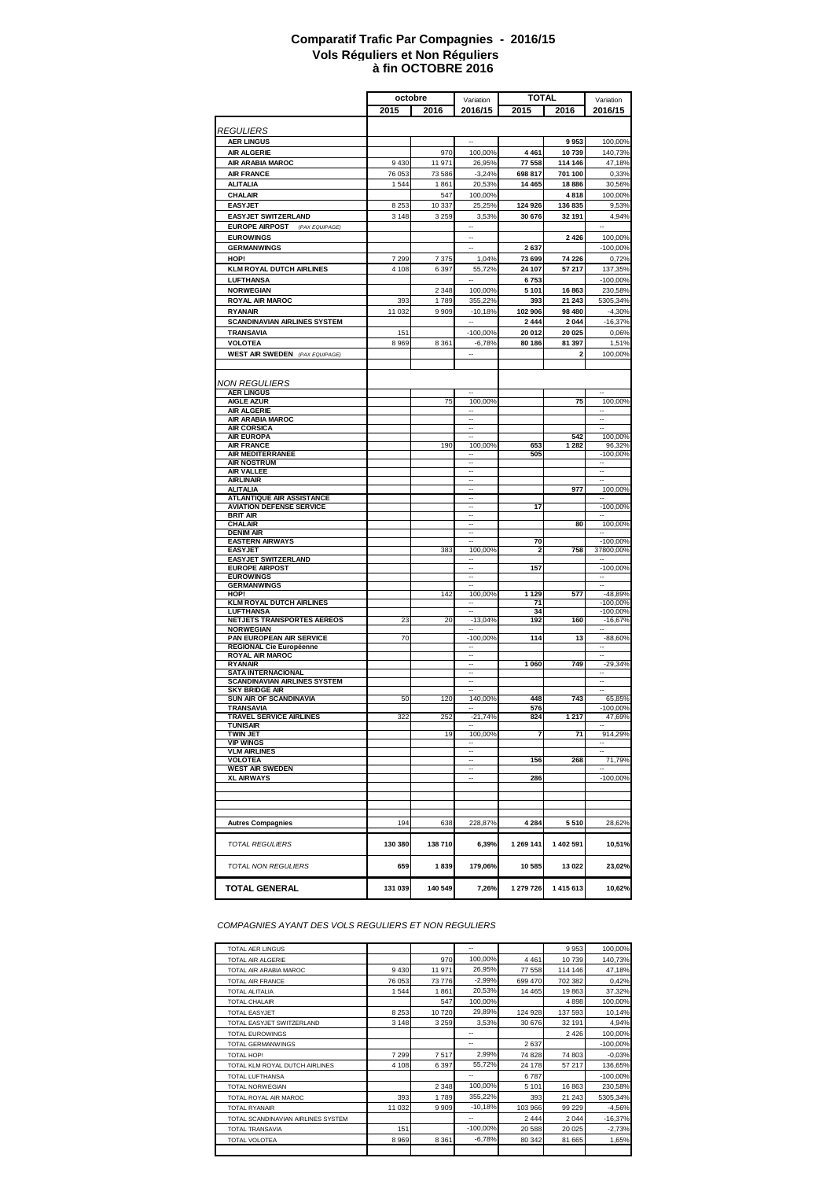# Comparatif Trafic Par Compagnies - 2016/15
## Vols Réguliers et Non Réguliers
## à fin OCTOBRE 2016

| | octobre | | Variation | TOTAL | | Variation |
|---|---|---|---|---|---|---|
| | 2015 | 2016 | 2016/15 | 2015 | 2016 | 2016/15 |
| *REGULIERS* | | | | | | |
| AER LINGUS | | | -- | | 9 953 | 100,00% |
| AIR ALGERIE | | 970 | 100,00% | 4 461 | 10 739 | 140,73% |
| AIR ARABIA MAROC | 9 430 | 11 971 | 26,95% | 77 558 | 114 146 | 47,18% |
| AIR FRANCE | 76 053 | 73 586 | -3,24% | 698 817 | 701 100 | 0,33% |
| ALITALIA | 1 544 | 1 861 | 20,53% | 14 465 | 18 886 | 30,56% |
| CHALAIR | | 547 | 100,00% | | 4 818 | 100,00% |
| EASYJET | 8 253 | 10 337 | 25,25% | 124 926 | 136 835 | 9,53% |
| EASYJET SWITZERLAND | 3 148 | 3 259 | 3,53% | 30 676 | 32 191 | 4,94% |
| EUROPE AIRPOST (PAX EQUIPAGE) | | | -- | | | -- |
| EUROWINGS | | | -- | | 2 426 | 100,00% |
| GERMANWINGS | | | -- | 2 637 | | -100,00% |
| HOP! | 7 299 | 7 375 | 1,04% | 73 699 | 74 226 | 0,72% |
| KLM ROYAL DUTCH AIRLINES | 4 108 | 6 397 | 55,72% | 24 107 | 57 217 | 137,35% |
| LUFTHANSA | | | -- | 6 753 | | -100,00% |
| NORWEGIAN | | 2 348 | 100,00% | 5 101 | 16 863 | 230,58% |
| ROYAL AIR MAROC | 393 | 1 789 | 355,22% | 393 | 21 243 | 5305,34% |
| RYANAIR | 11 032 | 9 909 | -10,18% | 102 906 | 98 480 | -4,30% |
| SCANDINAVIAN AIRLINES SYSTEM | | | -- | 2 444 | 2 044 | -16,37% |
| TRANSAVIA | 151 | | -100,00% | 20 012 | 20 025 | 0,06% |
| VOLOTEA | 8 969 | 8 361 | -6,78% | 80 186 | 81 397 | 1,51% |
| WEST AIR SWEDEN (PAX EQUIPAGE) | | | -- | | 2 | 100,00% |
| *NON REGULIERS* | | | | | | |
| AER LINGUS | | | -- | | | -- |
| AIGLE AZUR | | 75 | 100,00% | | 75 | 100,00% |
| AIR ALGERIE | | | -- | | | -- |
| AIR ARABIA MAROC | | | -- | | | -- |
| AIR CORSICA | | | -- | | | -- |
| AIR EUROPA | | | -- | | 542 | 100,00% |
| AIR FRANCE | | 190 | 100,00% | 653 | 1 282 | 96,32% |
| AIR MEDITERRANEE | | | -- | 505 | | -100,00% |
| AIR NOSTRUM | | | -- | | | -- |
| AIR VALLEE | | | -- | | | -- |
| AIRLINAIR | | | -- | | | -- |
| ALITALIA | | | -- | | 977 | 100,00% |
| ATLANTIQUE AIR ASSISTANCE | | | -- | | | -- |
| AVIATION DEFENSE SERVICE | | | -- | 17 | | -100,00% |
| BRIT AIR | | | -- | | | -- |
| CHALAIR | | | -- | | 80 | 100,00% |
| DENIM AIR | | | -- | | | -- |
| EASTERN AIRWAYS | | | -- | 70 | | -100,00% |
| EASYJET | | 383 | 100,00% | 2 | 758 | 37800,00% |
| EASYJET SWITZERLAND | | | -- | | | -- |
| EUROPE AIRPOST | | | -- | 157 | | -100,00% |
| EUROWINGS | | | -- | | | -- |
| GERMANWINGS | | | -- | | | -- |
| HOP! | | 142 | 100,00% | 1 129 | 577 | -48,89% |
| KLM ROYAL DUTCH AIRLINES | | | -- | 71 | | -100,00% |
| LUFTHANSA | | | -- | 34 | | -100,00% |
| NETJETS TRANSPORTES AEREOS | 23 | 20 | -13,04% | 192 | 160 | -16,67% |
| NORWEGIAN | | | -- | | | -- |
| PAN EUROPEAN AIR SERVICE | 70 | | -100,00% | 114 | 13 | -88,60% |
| REGIONAL Cie Européenne | | | -- | | | -- |
| ROYAL AIR MAROC | | | -- | | | -- |
| RYANAIR | | | -- | 1 060 | 749 | -29,34% |
| SATA INTERNACIONAL | | | -- | | | -- |
| SCANDINAVIAN AIRLINES SYSTEM | | | -- | | | -- |
| SKY BRIDGE AIR | | | -- | | | -- |
| SUN AIR OF SCANDINAVIA | 50 | 120 | 140,00% | 448 | 743 | 65,85% |
| TRANSAVIA | | | -- | 576 | | -100,00% |
| TRAVEL SERVICE AIRLINES | 322 | 252 | -21,74% | 824 | 1 217 | 47,69% |
| TUNISAIR | | | -- | | | -- |
| TWIN JET | | 19 | 100,00% | 7 | 71 | 914,29% |
| VIP WINGS | | | -- | | | -- |
| VLM AIRLINES | | | -- | | | -- |
| VOLOTEA | | | -- | 156 | 268 | 71,79% |
| WEST AIR SWEDEN | | | -- | | | -- |
| XL AIRWAYS | | | -- | 286 | | -100,00% |
| **Autres Compagnies** | 194 | 638 | 228,87% | 4 284 | 5 510 | 28,62% |
| *TOTAL REGULIERS* | **130 380** | **138 710** | **6,39%** | **1 269 141** | **1 402 591** | **10,51%** |
| *TOTAL NON REGULIERS* | **659** | **1 839** | **179,06%** | **10 585** | **13 022** | **23,02%** |
| **TOTAL GENERAL** | **131 039** | **140 549** | **7,26%** | **1 279 726** | **1 415 613** | **10,62%** |

*COMPAGNIES AYANT DES VOLS REGULIERS ET NON REGULIERS*

| | | | | | | |
|---|---|---|---|---|---|---|
| TOTAL AER LINGUS | | | -- | | 9 953 | 100,00% |
| TOTAL AIR ALGERIE | | 970 | 100,00% | 4 461 | 10 739 | 140,73% |
| TOTAL AIR ARABIA MAROC | 9 430 | 11 971 | 26,95% | 77 558 | 114 146 | 47,18% |
| TOTAL AIR FRANCE | 76 053 | 73 776 | -2,99% | 699 470 | 702 382 | 0,42% |
| TOTAL ALITALIA | 1 544 | 1 861 | 20,53% | 14 465 | 19 863 | 37,32% |
| TOTAL CHALAIR | | 547 | 100,00% | | 4 898 | 100,00% |
| TOTAL EASYJET | 8 253 | 10 720 | 29,89% | 124 928 | 137 593 | 10,14% |
| TOTAL EASYJET SWITZERLAND | 3 148 | 3 259 | 3,53% | 30 676 | 32 191 | 4,94% |
| TOTAL EUROWINGS | | | -- | | 2 426 | 100,00% |
| TOTAL GERMANWINGS | | | -- | 2 637 | | -100,00% |
| TOTAL HOP! | 7 299 | 7 517 | 2,99% | 74 828 | 74 803 | -0,03% |
| TOTAL KLM ROYAL DUTCH AIRLINES | 4 108 | 6 397 | 55,72% | 24 178 | 57 217 | 136,65% |
| TOTAL LUFTHANSA | | | -- | 6 787 | | -100,00% |
| TOTAL NORWEGIAN | | 2 348 | 100,00% | 5 101 | 16 863 | 230,58% |
| TOTAL ROYAL AIR MAROC | 393 | 1 789 | 355,22% | 393 | 21 243 | 5305,34% |
| TOTAL RYANAIR | 11 032 | 9 909 | -10,18% | 103 966 | 99 229 | -4,56% |
| TOTAL SCANDINAVIAN AIRLINES SYSTEM | | | -- | 2 444 | 2 044 | -16,37% |
| TOTAL TRANSAVIA | 151 | | -100,00% | 20 588 | 20 025 | -2,73% |
| TOTAL VOLOTEA | 8 969 | 8 361 | -6,78% | 80 342 | 81 665 | 1,65% |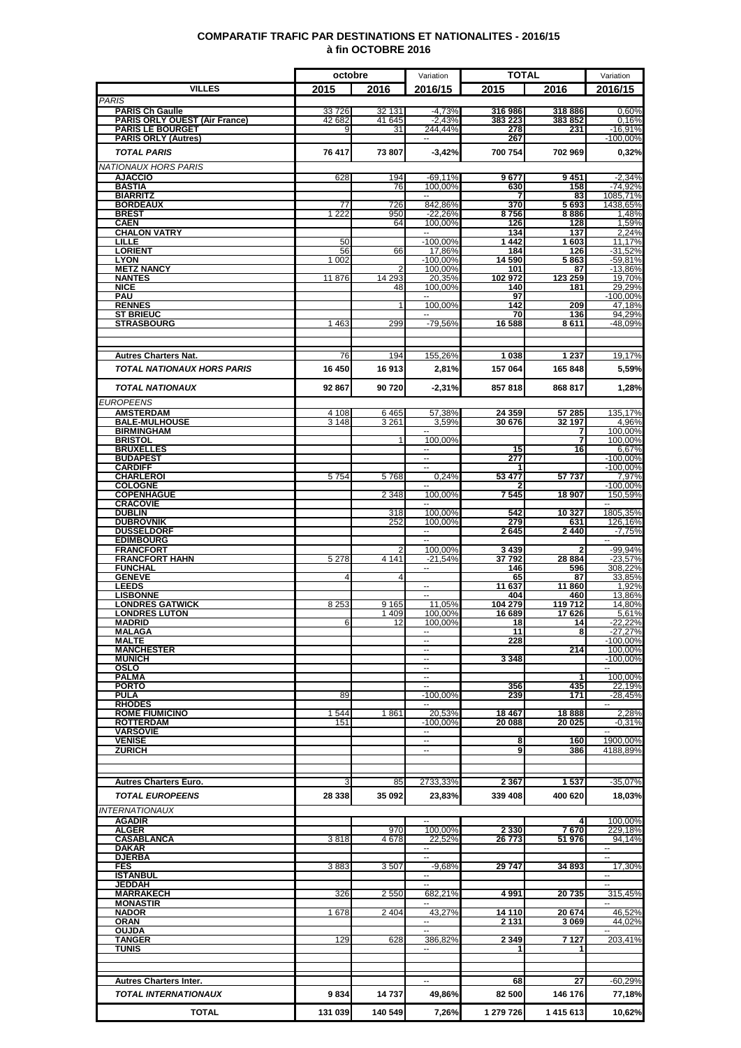# COMPARATIF TRAFIC PAR DESTINATIONS ET NATIONALITES - 2016/15
## à fin OCTOBRE 2016

| VILLES | octobre 2015 | octobre 2016 | Variation 2016/15 | TOTAL 2015 | TOTAL 2016 | Variation 2016/15 |
|---|---|---|---|---|---|---|
| *PARIS* | | | | | | |
| **PARIS Ch Gaulle** | 33 726 | 32 131 | -4,73% | 316 986 | 318 886 | 0,60% |
| **PARIS ORLY OUEST (Air France)** | 42 682 | 41 645 | -2,43% | 383 223 | 383 852 | 0,16% |
| **PARIS LE BOURGET** | 9 | 31 | 244,44% | 278 | 231 | -16,91% |
| **PARIS ORLY (Autres)** | | | -- | 267 | | -100,00% |
| ***TOTAL PARIS*** | **76 417** | **73 807** | **-3,42%** | **700 754** | **702 969** | **0,32%** |
| *NATIONAUX HORS PARIS* | | | | | | |
| **AJACCIO** | 628 | 194 | -69,11% | 9 677 | 9 451 | -2,34% |
| **BASTIA** | | 76 | 100,00% | 630 | 158 | -74,92% |
| **BIARRITZ** | | | -- | 7 | 83 | 1085,71% |
| **BORDEAUX** | 77 | 726 | 842,86% | 370 | 5 693 | 1438,65% |
| **BREST** | 1 222 | 950 | -22,26% | 8 756 | 8 886 | 1,48% |
| **CAEN** | | 64 | 100,00% | 126 | 128 | 1,59% |
| **CHALON VATRY** | | | -- | 134 | 137 | 2,24% |
| **LILLE** | 50 | | -100,00% | 1 442 | 1 603 | 11,17% |
| **LORIENT** | 56 | 66 | 17,86% | 184 | 126 | -31,52% |
| **LYON** | 1 002 | | -100,00% | 14 590 | 5 863 | -59,81% |
| **METZ NANCY** | | 2 | 100,00% | 101 | 87 | -13,86% |
| **NANTES** | 11 876 | 14 293 | 20,35% | 102 972 | 123 259 | 19,70% |
| **NICE** | | 48 | 100,00% | 140 | 181 | 29,29% |
| **PAU** | | | -- | 97 | | -100,00% |
| **RENNES** | | 1 | 100,00% | 142 | 209 | 47,18% |
| **ST BRIEUC** | | | -- | 70 | 136 | 94,29% |
| **STRASBOURG** | 1 463 | 299 | -79,56% | 16 588 | 8 611 | -48,09% |
| **Autres Charters Nat.** | 76 | 194 | 155,26% | 1 038 | 1 237 | 19,17% |
| ***TOTAL NATIONAUX HORS PARIS*** | **16 450** | **16 913** | **2,81%** | **157 064** | **165 848** | **5,59%** |
| ***TOTAL NATIONAUX*** | **92 867** | **90 720** | **-2,31%** | **857 818** | **868 817** | **1,28%** |
| *EUROPEENS* | | | | | | |
| **AMSTERDAM** | 4 108 | 6 465 | 57,38% | 24 359 | 57 285 | 135,17% |
| **BALE-MULHOUSE** | 3 148 | 3 261 | 3,59% | 30 676 | 32 197 | 4,96% |
| **BIRMINGHAM** | | | -- | | 7 | 100,00% |
| **BRISTOL** | | 1 | 100,00% | | 7 | 100,00% |
| **BRUXELLES** | | | -- | 15 | 16 | 6,67% |
| **BUDAPEST** | | | -- | 277 | | -100,00% |
| **CARDIFF** | | | -- | 1 | | -100,00% |
| **CHARLEROI** | 5 754 | 5 768 | 0,24% | 53 477 | 57 737 | 7,97% |
| **COLOGNE** | | | -- | 2 | | -100,00% |
| **COPENHAGUE** | | 2 348 | 100,00% | 7 545 | 18 907 | 150,59% |
| **CRACOVIE** | | | -- | | | -- |
| **DUBLIN** | | 318 | 100,00% | 542 | 10 327 | 1805,35% |
| **DUBROVNIK** | | 252 | 100,00% | 279 | 631 | 126,16% |
| **DUSSELDORF** | | | -- | 2 645 | 2 440 | -7,75% |
| **EDIMBOURG** | | | -- | | | -- |
| **FRANCFORT** | | 2 | 100,00% | 3 439 | 2 | -99,94% |
| **FRANCFORT HAHN** | 5 278 | 4 141 | -21,54% | 37 792 | 28 884 | -23,57% |
| **FUNCHAL** | | | -- | 146 | 596 | 308,22% |
| **GENEVE** | 4 | 4 | | 65 | 87 | 33,85% |
| **LEEDS** | | | -- | 11 637 | 11 860 | 1,92% |
| **LISBONNE** | | | -- | 404 | 460 | 13,86% |
| **LONDRES GATWICK** | 8 253 | 9 165 | 11,05% | 104 279 | 119 712 | 14,80% |
| **LONDRES LUTON** | | 1 409 | 100,00% | 16 689 | 17 626 | 5,61% |
| **MADRID** | 6 | 12 | 100,00% | 18 | 14 | -22,22% |
| **MALAGA** | | | -- | 11 | 8 | -27,27% |
| **MALTE** | | | -- | 228 | | -100,00% |
| **MANCHESTER** | | | -- | | 214 | 100,00% |
| **MUNICH** | | | -- | 3 348 | | -100,00% |
| **OSLO** | | | -- | | | -- |
| **PALMA** | | | -- | | 1 | 100,00% |
| **PORTO** | | | -- | 356 | 435 | 22,19% |
| **PULA** | 89 | | -100,00% | 239 | 171 | -28,45% |
| **RHODES** | | | -- | | | -- |
| **ROME FIUMICINO** | 1 544 | 1 861 | 20,53% | 18 467 | 18 888 | 2,28% |
| **ROTTERDAM** | 151 | | -100,00% | 20 088 | 20 025 | -0,31% |
| **VARSOVIE** | | | -- | | | -- |
| **VENISE** | | | -- | 8 | 160 | 1900,00% |
| **ZURICH** | | | -- | 9 | 386 | 4188,89% |
| **Autres Charters Euro.** | 3 | 85 | 2733,33% | 2 367 | 1 537 | -35,07% |
| ***TOTAL EUROPEENS*** | **28 338** | **35 092** | **23,83%** | **339 408** | **400 620** | **18,03%** |
| *INTERNATIONAUX* | | | | | | |
| **AGADIR** | | | -- | | 4 | 100,00% |
| **ALGER** | | 970 | 100,00% | 2 330 | 7 670 | 229,18% |
| **CASABLANCA** | 3 818 | 4 678 | 22,52% | 26 773 | 51 976 | 94,14% |
| **DAKAR** | | | -- | | | -- |
| **DJERBA** | | | -- | | | -- |
| **FES** | 3 883 | 3 507 | -9,68% | 29 747 | 34 893 | 17,30% |
| **ISTANBUL** | | | -- | | | -- |
| **JEDDAH** | | | -- | | | -- |
| **MARRAKECH** | 326 | 2 550 | 682,21% | 4 991 | 20 735 | 315,45% |
| **MONASTIR** | | | -- | | | -- |
| **NADOR** | 1 678 | 2 404 | 43,27% | 14 110 | 20 674 | 46,52% |
| **ORAN** | | | -- | 2 131 | 3 069 | 44,02% |
| **OUJDA** | | | -- | | | -- |
| **TANGER** | 129 | 628 | 386,82% | 2 349 | 7 127 | 203,41% |
| **TUNIS** | | | -- | 1 | 1 | |
| **Autres Charters Inter.** | | | -- | 68 | 27 | -60,29% |
| ***TOTAL INTERNATIONAUX*** | **9 834** | **14 737** | **49,86%** | **82 500** | **146 176** | **77,18%** |
| **TOTAL** | **131 039** | **140 549** | **7,26%** | **1 279 726** | **1 415 613** | **10,62%** |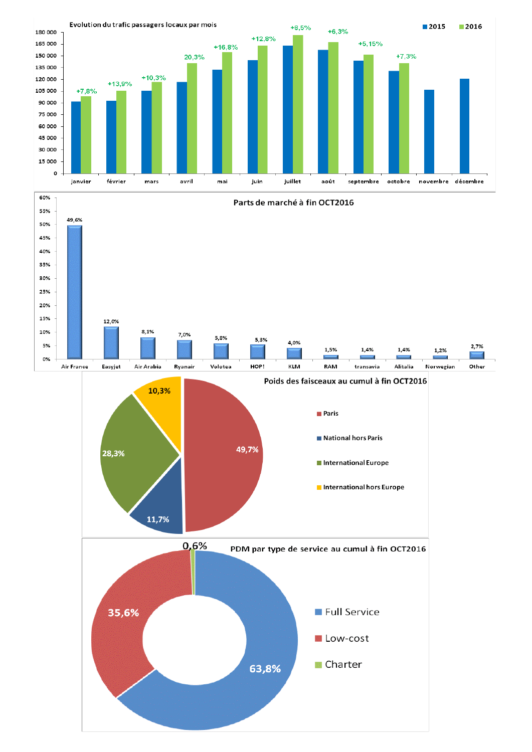Evolution du trafic passagers locaux par mois

2015
2016

180 000
165 000
150 000
135 000
120 000
105 000
90 000
75 000
60 000
45 000
30 000
15 000
0

+7,8%
+13,9%
+10,3%
20,3%
+16,8%
+12,8%
+8,5%
+6,3%
+5,15%
+7,3%

janvier
février
mars
avril
mai
juin
juillet
août
septembre
octobre
novembre
décembre

Parts de marché à fin OCT2016

60%
55%
50%
45%
40%
35%
30%
25%
20%
15%
10%
5%
0%

Air France 49,6%
Easyjet 12,0%
Air Arabia 8,1%
Ryanair 7,0%
Volotea 5,8%
HOP! 5,3%
KLM 4,0%
RAM 1,5%
transavia 1,4%
Alitalia 1,4%
Norwegian 1,2%
Other 2,7%

Poids des faisceaux au cumul à fin OCT2016

Paris 49,7%
National hors Paris 11,7%
International Europe 28,3%
International hors Europe 10,3%

PDM par type de service au cumul à fin OCT2016

Full Service 63,8%
Low-cost 35,6%
Charter 0,6%